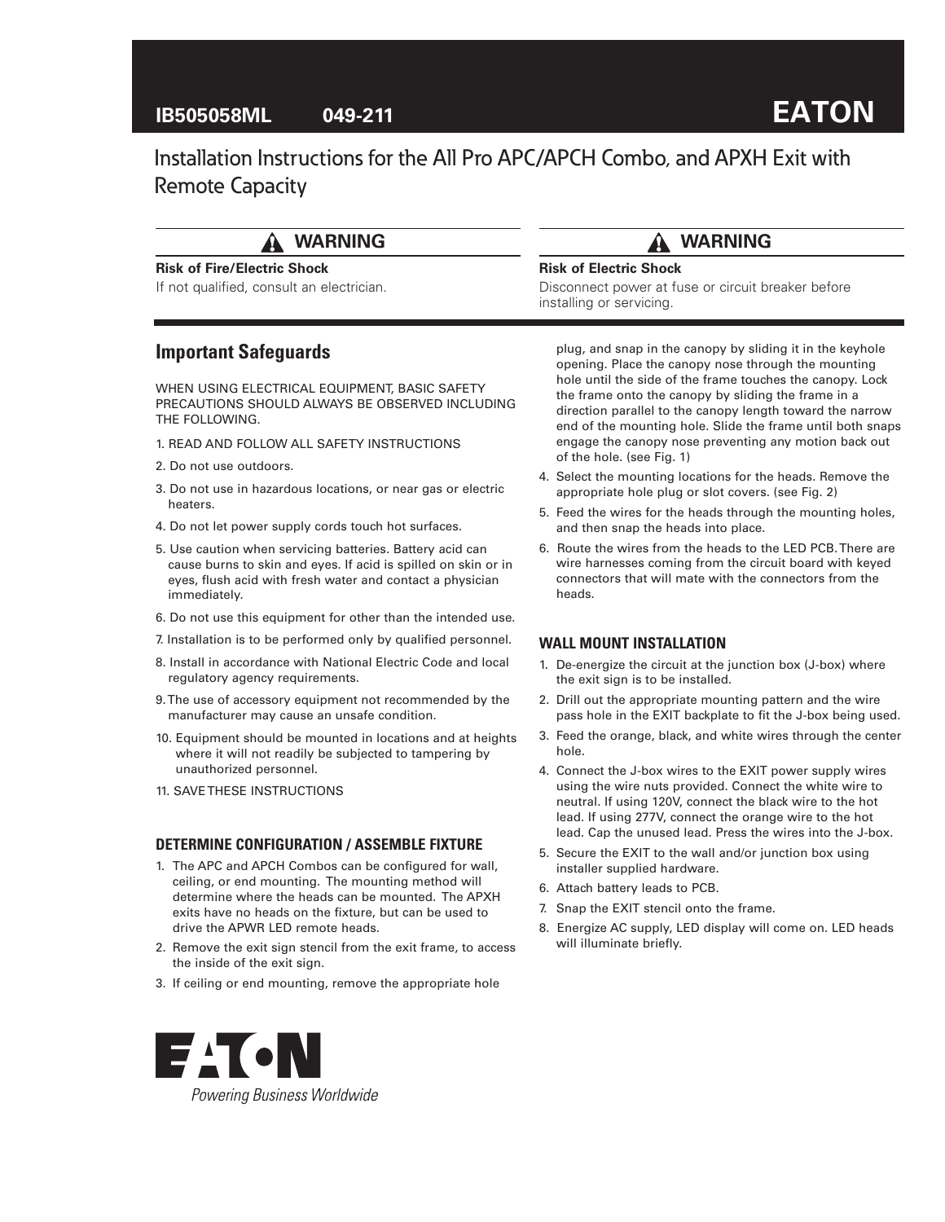IB505058ML 049-211 **EATON**

# Installation Instructions for the All Pro APC/APCH Combo, and APXH Exit with Remote Capacity

## ⚠ WARNING

**Risk of Fire/Electric Shock**

If not qualified, consult an electrician.

## ⚠ WARNING

**Risk of Electric Shock**

Disconnect power at fuse or circuit breaker before installing or servicing.

## Important Safeguards

WHEN USING ELECTRICAL EQUIPMENT, BASIC SAFETY PRECAUTIONS SHOULD ALWAYS BE OBSERVED INCLUDING THE FOLLOWING.

1. READ AND FOLLOW ALL SAFETY INSTRUCTIONS
2. Do not use outdoors.
3. Do not use in hazardous locations, or near gas or electric heaters.
4. Do not let power supply cords touch hot surfaces.
5. Use caution when servicing batteries. Battery acid can cause burns to skin and eyes. If acid is spilled on skin or in eyes, flush acid with fresh water and contact a physician immediately.
6. Do not use this equipment for other than the intended use.
7. Installation is to be performed only by qualified personnel.
8. Install in accordance with National Electric Code and local regulatory agency requirements.
9. The use of accessory equipment not recommended by the manufacturer may cause an unsafe condition.
10. Equipment should be mounted in locations and at heights where it will not readily be subjected to tampering by unauthorized personnel.
11. SAVE THESE INSTRUCTIONS

### DETERMINE CONFIGURATION / ASSEMBLE FIXTURE

1. The APC and APCH Combos can be configured for wall, ceiling, or end mounting. The mounting method will determine where the heads can be mounted. The APXH exits have no heads on the fixture, but can be used to drive the APWR LED remote heads.
2. Remove the exit sign stencil from the exit frame, to access the inside of the exit sign.
3. If ceiling or end mounting, remove the appropriate hole plug, and snap in the canopy by sliding it in the keyhole opening. Place the canopy nose through the mounting hole until the side of the frame touches the canopy. Lock the frame onto the canopy by sliding the frame in a direction parallel to the canopy length toward the narrow end of the mounting hole. Slide the frame until both snaps engage the canopy nose preventing any motion back out of the hole. (see Fig. 1)
4. Select the mounting locations for the heads. Remove the appropriate hole plug or slot covers. (see Fig. 2)
5. Feed the wires for the heads through the mounting holes, and then snap the heads into place.
6. Route the wires from the heads to the LED PCB. There are wire harnesses coming from the circuit board with keyed connectors that will mate with the connectors from the heads.

### WALL MOUNT INSTALLATION

1. De-energize the circuit at the junction box (J-box) where the exit sign is to be installed.
2. Drill out the appropriate mounting pattern and the wire pass hole in the EXIT backplate to fit the J-box being used.
3. Feed the orange, black, and white wires through the center hole.
4. Connect the J-box wires to the EXIT power supply wires using the wire nuts provided. Connect the white wire to neutral. If using 120V, connect the black wire to the hot lead. If using 277V, connect the orange wire to the hot lead. Cap the unused lead. Press the wires into the J-box.
5. Secure the EXIT to the wall and/or junction box using installer supplied hardware.
6. Attach battery leads to PCB.
7. Snap the EXIT stencil onto the frame.
8. Energize AC supply, LED display will come on. LED heads will illuminate briefly.

EATON

*Powering Business Worldwide*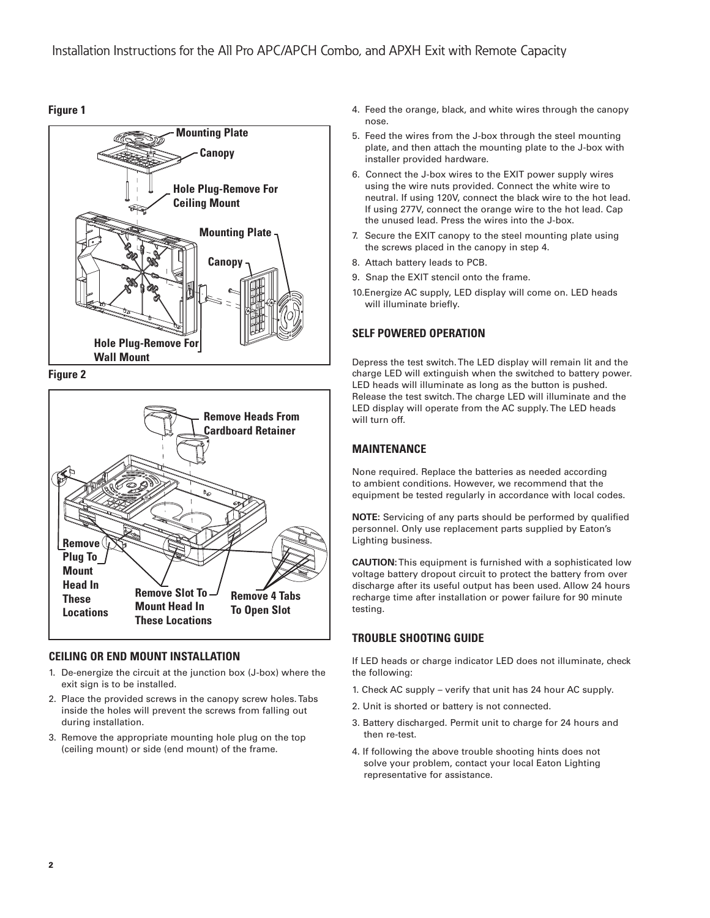**Figure 1**

Mounting Plate

Canopy

Hole Plug-Remove For Ceiling Mount

Mounting Plate

Canopy

Hole Plug-Remove For Wall Mount

**Figure 2**

Remove Heads From Cardboard Retainer

Remove Plug To Mount Head In These Locations

Remove Slot To Mount Head In These Locations

Remove 4 Tabs To Open Slot

## CEILING OR END MOUNT INSTALLATION

1. De-energize the circuit at the junction box (J-box) where the exit sign is to be installed.
2. Place the provided screws in the canopy screw holes. Tabs inside the holes will prevent the screws from falling out during installation.
3. Remove the appropriate mounting hole plug on the top (ceiling mount) or side (end mount) of the frame.
4. Feed the orange, black, and white wires through the canopy nose.
5. Feed the wires from the J-box through the steel mounting plate, and then attach the mounting plate to the J-box with installer provided hardware.
6. Connect the J-box wires to the EXIT power supply wires using the wire nuts provided. Connect the white wire to neutral. If using 120V, connect the black wire to the hot lead. If using 277V, connect the orange wire to the hot lead. Cap the unused lead. Press the wires into the J-box.
7. Secure the EXIT canopy to the steel mounting plate using the screws placed in the canopy in step 4.
8. Attach battery leads to PCB.
9. Snap the EXIT stencil onto the frame.
10. Energize AC supply, LED display will come on. LED heads will illuminate briefly.

## SELF POWERED OPERATION

Depress the test switch. The LED display will remain lit and the charge LED will extinguish when the switched to battery power. LED heads will illuminate as long as the button is pushed. Release the test switch. The charge LED will illuminate and the LED display will operate from the AC supply. The LED heads will turn off.

## MAINTENANCE

None required. Replace the batteries as needed according to ambient conditions. However, we recommend that the equipment be tested regularly in accordance with local codes.

**NOTE:** Servicing of any parts should be performed by qualified personnel. Only use replacement parts supplied by Eaton's Lighting business.

**CAUTION:** This equipment is furnished with a sophisticated low voltage battery dropout circuit to protect the battery from over discharge after its useful output has been used. Allow 24 hours recharge time after installation or power failure for 90 minute testing.

## TROUBLE SHOOTING GUIDE

If LED heads or charge indicator LED does not illuminate, check the following:

1. Check AC supply – verify that unit has 24 hour AC supply.
2. Unit is shorted or battery is not connected.
3. Battery discharged. Permit unit to charge for 24 hours and then re-test.
4. If following the above trouble shooting hints does not solve your problem, contact your local Eaton Lighting representative for assistance.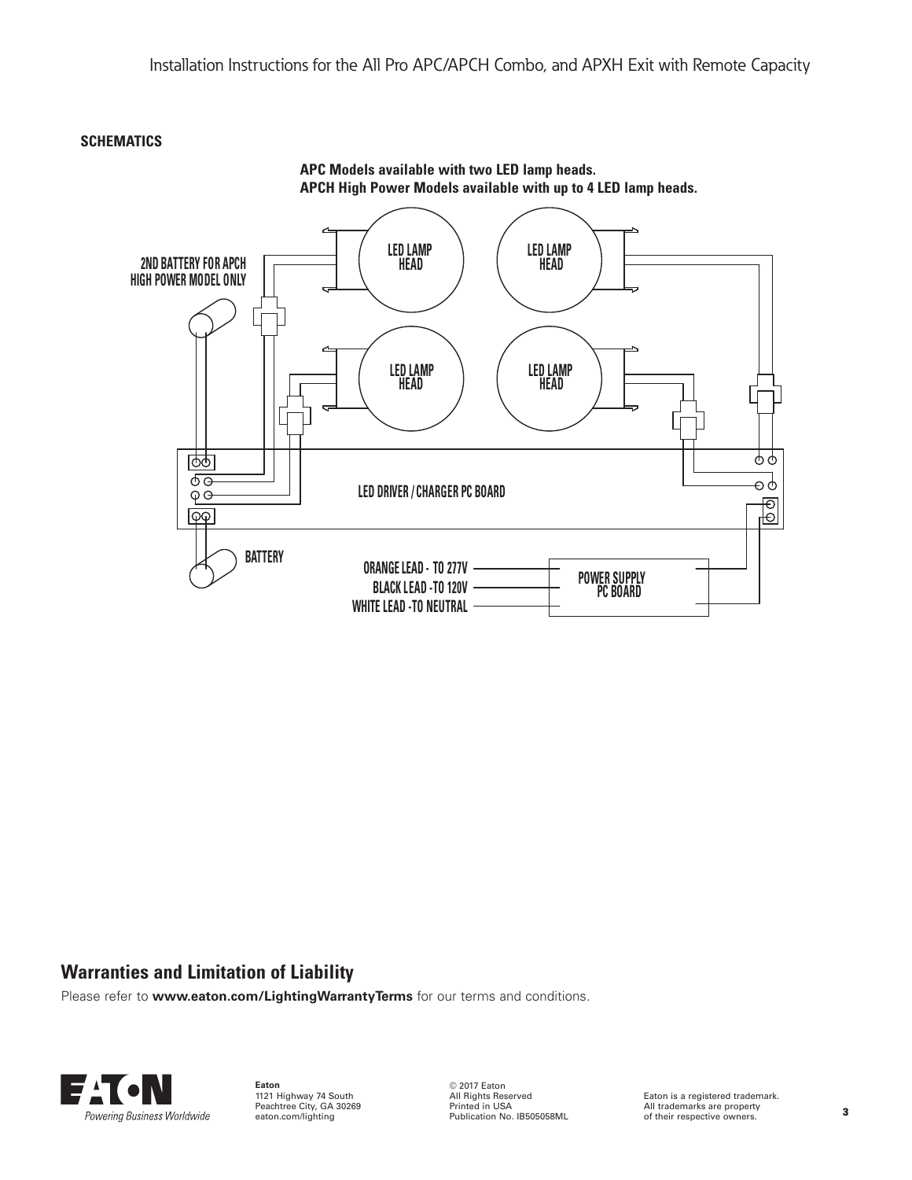**SCHEMATICS**

**APC Models available with two LED lamp heads.**
**APCH High Power Models available with up to 4 LED lamp heads.**

LED LAMP HEAD

LED LAMP HEAD

LED LAMP HEAD

LED LAMP HEAD

2ND BATTERY FOR APCH HIGH POWER MODEL ONLY

LED DRIVER / CHARGER PC BOARD

BATTERY

ORANGE LEAD - TO 277V

BLACK LEAD -TO 120V

WHITE LEAD -TO NEUTRAL

POWER SUPPLY PC BOARD

## Warranties and Limitation of Liability

Please refer to **www.eaton.com/LightingWarrantyTerms** for our terms and conditions.

Powering Business Worldwide

**Eaton**
1121 Highway 74 South
Peachtree City, GA 30269
eaton.com/lighting

© 2017 Eaton
All Rights Reserved
Printed in USA
Publication No. IB505058ML

Eaton is a registered trademark.
All trademarks are property of their respective owners.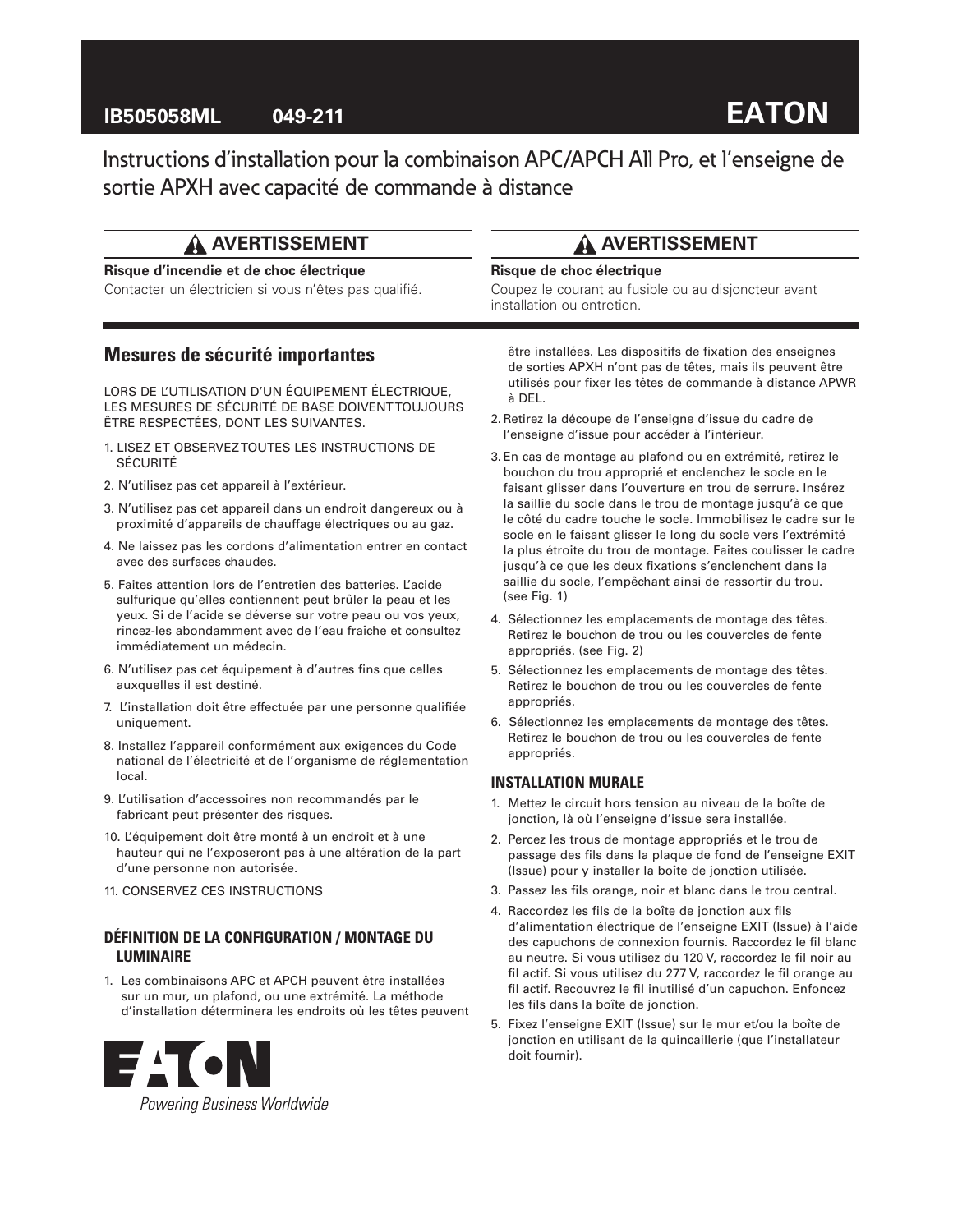IB505058ML 049-211

# Instructions d'installation pour la combinaison APC/APCH All Pro, et l'enseigne de sortie APXH avec capacité de commande à distance

## ⚠ AVERTISSEMENT

**Risque d'incendie et de choc électrique**

Contacter un électricien si vous n'êtes pas qualifié.

## ⚠ AVERTISSEMENT

**Risque de choc électrique**

Coupez le courant au fusible ou au disjoncteur avant installation ou entretien.

## Mesures de sécurité importantes

LORS DE L'UTILISATION D'UN ÉQUIPEMENT ÉLECTRIQUE, LES MESURES DE SÉCURITÉ DE BASE DOIVENT TOUJOURS ÊTRE RESPECTÉES, DONT LES SUIVANTES.

1. LISEZ ET OBSERVEZ TOUTES LES INSTRUCTIONS DE SÉCURITÉ
2. N'utilisez pas cet appareil à l'extérieur.
3. N'utilisez pas cet appareil dans un endroit dangereux ou à proximité d'appareils de chauffage électriques ou au gaz.
4. Ne laissez pas les cordons d'alimentation entrer en contact avec des surfaces chaudes.
5. Faites attention lors de l'entretien des batteries. L'acide sulfurique qu'elles contiennent peut brûler la peau et les yeux. Si de l'acide se déverse sur votre peau ou vos yeux, rincez-les abondamment avec de l'eau fraîche et consultez immédiatement un médecin.
6. N'utilisez pas cet équipement à d'autres fins que celles auxquelles il est destiné.
7. L'installation doit être effectuée par une personne qualifiée uniquement.
8. Installez l'appareil conformément aux exigences du Code national de l'électricité et de l'organisme de réglementation local.
9. L'utilisation d'accessoires non recommandés par le fabricant peut présenter des risques.
10. L'équipement doit être monté à un endroit et à une hauteur qui ne l'exposeront pas à une altération de la part d'une personne non autorisée.
11. CONSERVEZ CES INSTRUCTIONS

### DÉFINITION DE LA CONFIGURATION / MONTAGE DU LUMINAIRE

1. Les combinaisons APC et APCH peuvent être installées sur un mur, un plafond, ou une extrémité. La méthode d'installation déterminera les endroits où les têtes peuvent être installées. Les dispositifs de fixation des enseignes de sorties APXH n'ont pas de têtes, mais ils peuvent être utilisés pour fixer les têtes de commande à distance APWR à DEL.
2. Retirez la découpe de l'enseigne d'issue du cadre de l'enseigne d'issue pour accéder à l'intérieur.
3. En cas de montage au plafond ou en extrémité, retirez le bouchon du trou approprié et enclenchez le socle en le faisant glisser dans l'ouverture en trou de serrure. Insérez la saillie du socle dans le trou de montage jusqu'à ce que le côté du cadre touche le socle. Immobilisez le cadre sur le socle en le faisant glisser le long du socle vers l'extrémité la plus étroite du trou de montage. Faites coulisser le cadre jusqu'à ce que les deux fixations s'enclenchent dans la saillie du socle, l'empêchant ainsi de ressortir du trou. (see Fig. 1)
4. Sélectionnez les emplacements de montage des têtes. Retirez le bouchon de trou ou les couvercles de fente appropriés. (see Fig. 2)
5. Sélectionnez les emplacements de montage des têtes. Retirez le bouchon de trou ou les couvercles de fente appropriés.
6. Sélectionnez les emplacements de montage des têtes. Retirez le bouchon de trou ou les couvercles de fente appropriés.

### INSTALLATION MURALE

1. Mettez le circuit hors tension au niveau de la boîte de jonction, là où l'enseigne d'issue sera installée.
2. Percez les trous de montage appropriés et le trou de passage des fils dans la plaque de fond de l'enseigne EXIT (Issue) pour y installer la boîte de jonction utilisée.
3. Passez les fils orange, noir et blanc dans le trou central.
4. Raccordez les fils de la boîte de jonction aux fils d'alimentation électrique de l'enseigne EXIT (Issue) à l'aide des capuchons de connexion fournis. Raccordez le fil blanc au neutre. Si vous utilisez du 120 V, raccordez le fil noir au fil actif. Si vous utilisez du 277 V, raccordez le fil orange au fil actif. Recouvrez le fil inutilisé d'un capuchon. Enfoncez les fils dans la boîte de jonction.
5. Fixez l'enseigne EXIT (Issue) sur le mur et/ou la boîte de jonction en utilisant de la quincaillerie (que l'installateur doit fournir).

EATON

*Powering Business Worldwide*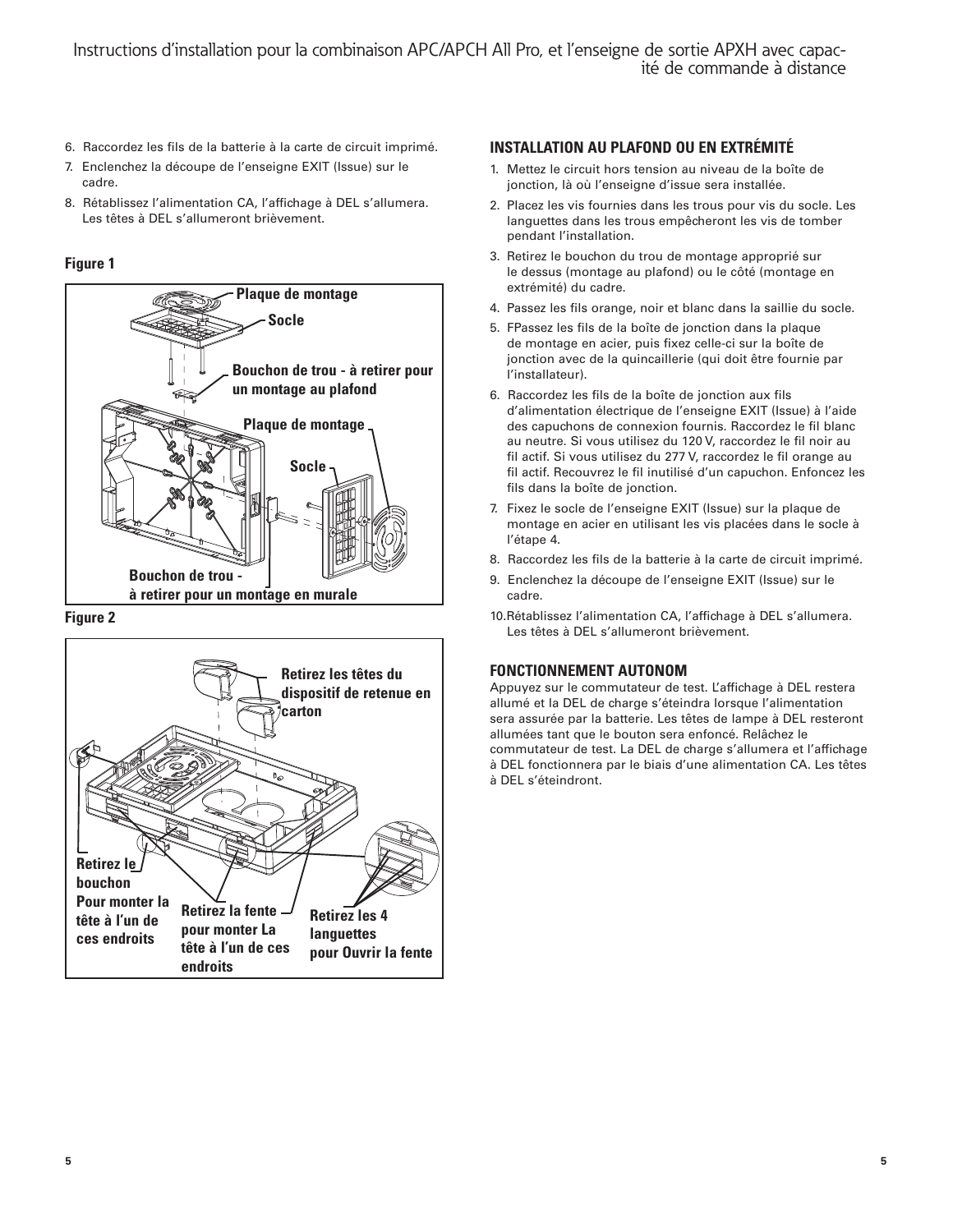6. Raccordez les fils de la batterie à la carte de circuit imprimé.
7. Enclenchez la découpe de l'enseigne EXIT (Issue) sur le cadre.
8. Rétablissez l'alimentation CA, l'affichage à DEL s'allumera. Les têtes à DEL s'allumeront brièvement.

**Figure 1**

Plaque de montage

Socle

Bouchon de trou - à retirer pour un montage au plafond

Plaque de montage

Socle

Bouchon de trou - à retirer pour un montage en murale

**Figure 2**

Retirez les têtes du dispositif de retenue en carton

Retirez le bouchon Pour monter la tête à l'un de ces endroits

Retirez la fente pour monter La tête à l'un de ces endroits

Retirez les 4 languettes pour Ouvrir la fente

## INSTALLATION AU PLAFOND OU EN EXTRÉMITÉ

1. Mettez le circuit hors tension au niveau de la boîte de jonction, là où l'enseigne d'issue sera installée.
2. Placez les vis fournies dans les trous pour vis du socle. Les languettes dans les trous empêcheront les vis de tomber pendant l'installation.
3. Retirez le bouchon du trou de montage approprié sur le dessus (montage au plafond) ou le côté (montage en extrémité) du cadre.
4. Passez les fils orange, noir et blanc dans la saillie du socle.
5. FPassez les fils de la boîte de jonction dans la plaque de montage en acier, puis fixez celle-ci sur la boîte de jonction avec de la quincaillerie (qui doit être fournie par l'installateur).
6. Raccordez les fils de la boîte de jonction aux fils d'alimentation électrique de l'enseigne EXIT (Issue) à l'aide des capuchons de connexion fournis. Raccordez le fil blanc au neutre. Si vous utilisez du 120 V, raccordez le fil noir au fil actif. Si vous utilisez du 277 V, raccordez le fil orange au fil actif. Recouvrez le fil inutilisé d'un capuchon. Enfoncez les fils dans la boîte de jonction.
7. Fixez le socle de l'enseigne EXIT (Issue) sur la plaque de montage en acier en utilisant les vis placées dans le socle à l'étape 4.
8. Raccordez les fils de la batterie à la carte de circuit imprimé.
9. Enclenchez la découpe de l'enseigne EXIT (Issue) sur le cadre.
10. Rétablissez l'alimentation CA, l'affichage à DEL s'allumera. Les têtes à DEL s'allumeront brièvement.

## FONCTIONNEMENT AUTONOM

Appuyez sur le commutateur de test. L'affichage à DEL restera allumé et la DEL de charge s'éteindra lorsque l'alimentation sera assurée par la batterie. Les têtes de lampe à DEL resteront allumées tant que le bouton sera enfoncé. Relâchez le commutateur de test. La DEL de charge s'allumera et l'affichage à DEL fonctionnera par le biais d'une alimentation CA. Les têtes à DEL s'éteindront.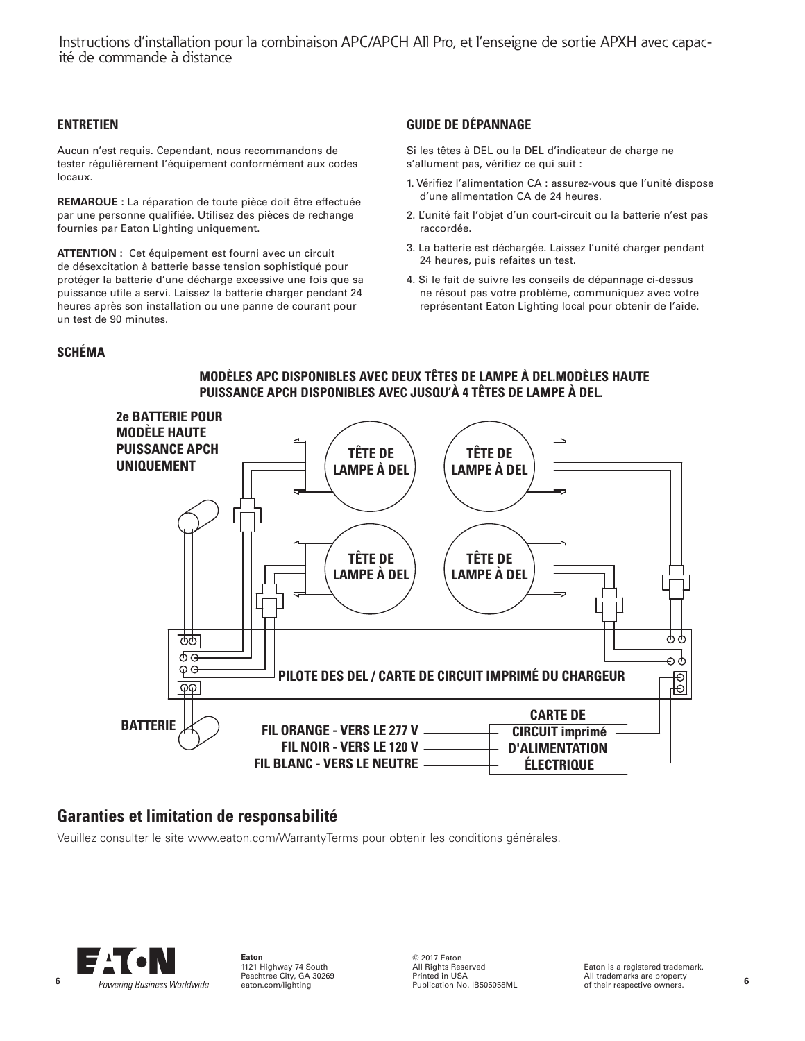## ENTRETIEN

Aucun n'est requis. Cependant, nous recommandons de tester régulièrement l'équipement conformément aux codes locaux.

**REMARQUE :** La réparation de toute pièce doit être effectuée par une personne qualifiée. Utilisez des pièces de rechange fournies par Eaton Lighting uniquement.

**ATTENTION :** Cet équipement est fourni avec un circuit de désexcitation à batterie basse tension sophistiqué pour protéger la batterie d'une décharge excessive une fois que sa puissance utile a servi. Laissez la batterie charger pendant 24 heures après son installation ou une panne de courant pour un test de 90 minutes.

## GUIDE DE DÉPANNAGE

Si les têtes à DEL ou la DEL d'indicateur de charge ne s'allument pas, vérifiez ce qui suit :

1. Vérifiez l'alimentation CA : assurez-vous que l'unité dispose d'une alimentation CA de 24 heures.
2. L'unité fait l'objet d'un court-circuit ou la batterie n'est pas raccordée.
3. La batterie est déchargée. Laissez l'unité charger pendant 24 heures, puis refaites un test.
4. Si le fait de suivre les conseils de dépannage ci-dessus ne résout pas votre problème, communiquez avec votre représentant Eaton Lighting local pour obtenir de l'aide.

## SCHÉMA

**MODÈLES APC DISPONIBLES AVEC DEUX TÊTES DE LAMPE À DEL.MODÈLES HAUTE PUISSANCE APCH DISPONIBLES AVEC JUSQU'À 4 TÊTES DE LAMPE À DEL.**

2e BATTERIE POUR MODÈLE HAUTE PUISSANCE APCH UNIQUEMENT

TÊTE DE LAMPE À DEL

TÊTE DE LAMPE À DEL

TÊTE DE LAMPE À DEL

TÊTE DE LAMPE À DEL

PILOTE DES DEL / CARTE DE CIRCUIT IMPRIMÉ DU CHARGEUR

BATTERIE

FIL ORANGE - VERS LE 277 V

FIL NOIR - VERS LE 120 V

FIL BLANC - VERS LE NEUTRE

CARTE DE CIRCUIT imprimé D'ALIMENTATION ÉLECTRIQUE

## Garanties et limitation de responsabilité

Veuillez consulter le site www.eaton.com/WarrantyTerms pour obtenir les conditions générales.

**Eaton**
1121 Highway 74 South
Peachtree City, GA 30269
eaton.com/lighting

© 2017 Eaton
All Rights Reserved
Printed in USA
Publication No. IB505058ML

Eaton is a registered trademark.
All trademarks are property of their respective owners.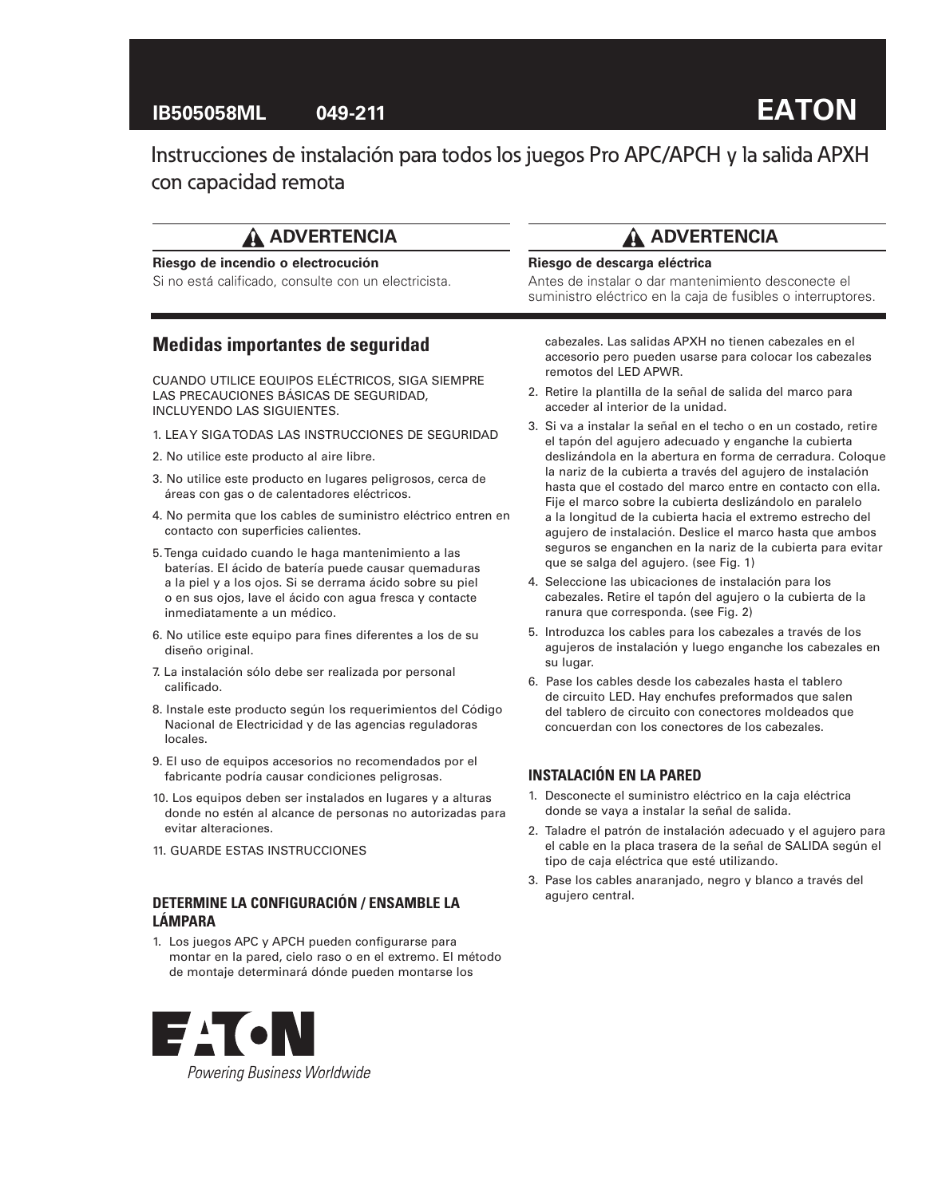IB505058ML 049-211 **EATON**

# Instrucciones de instalación para todos los juegos Pro APC/APCH y la salida APXH con capacidad remota

## ⚠ ADVERTENCIA

**Riesgo de incendio o electrocución**

Si no está calificado, consulte con un electricista.

## ⚠ ADVERTENCIA

**Riesgo de descarga eléctrica**

Antes de instalar o dar mantenimiento desconecte el suministro eléctrico en la caja de fusibles o interruptores.

## Medidas importantes de seguridad

CUANDO UTILICE EQUIPOS ELÉCTRICOS, SIGA SIEMPRE LAS PRECAUCIONES BÁSICAS DE SEGURIDAD, INCLUYENDO LAS SIGUIENTES.

1. LEA Y SIGA TODAS LAS INSTRUCCIONES DE SEGURIDAD
2. No utilice este producto al aire libre.
3. No utilice este producto en lugares peligrosos, cerca de áreas con gas o de calentadores eléctricos.
4. No permita que los cables de suministro eléctrico entren en contacto con superficies calientes.
5. Tenga cuidado cuando le haga mantenimiento a las baterías. El ácido de batería puede causar quemaduras a la piel y a los ojos. Si se derrama ácido sobre su piel o en sus ojos, lave el ácido con agua fresca y contacte inmediatamente a un médico.
6. No utilice este equipo para fines diferentes a los de su diseño original.
7. La instalación sólo debe ser realizada por personal calificado.
8. Instale este producto según los requerimientos del Código Nacional de Electricidad y de las agencias reguladoras locales.
9. El uso de equipos accesorios no recomendados por el fabricante podría causar condiciones peligrosas.
10. Los equipos deben ser instalados en lugares y a alturas donde no estén al alcance de personas no autorizadas para evitar alteraciones.
11. GUARDE ESTAS INSTRUCCIONES

### DETERMINE LA CONFIGURACIÓN / ENSAMBLE LA LÁMPARA

1. Los juegos APC y APCH pueden configurarse para montar en la pared, cielo raso o en el extremo. El método de montaje determinará dónde pueden montarse los cabezales. Las salidas APXH no tienen cabezales en el accesorio pero pueden usarse para colocar los cabezales remotos del LED APWR.
2. Retire la plantilla de la señal de salida del marco para acceder al interior de la unidad.
3. Si va a instalar la señal en el techo o en un costado, retire el tapón del agujero adecuado y enganche la cubierta deslizándola en la abertura en forma de cerradura. Coloque la nariz de la cubierta a través del agujero de instalación hasta que el costado del marco entre en contacto con ella. Fije el marco sobre la cubierta deslizándolo en paralelo a la longitud de la cubierta hacia el extremo estrecho del agujero de instalación. Deslice el marco hasta que ambos seguros se enganchen en la nariz de la cubierta para evitar que se salga del agujero. (see Fig. 1)
4. Seleccione las ubicaciones de instalación para los cabezales. Retire el tapón del agujero o la cubierta de la ranura que corresponda. (see Fig. 2)
5. Introduzca los cables para los cabezales a través de los agujeros de instalación y luego enganche los cabezales en su lugar.
6. Pase los cables desde los cabezales hasta el tablero de circuito LED. Hay enchufes preformados que salen del tablero de circuito con conectores moldeados que concuerdan con los conectores de los cabezales.

### INSTALACIÓN EN LA PARED

1. Desconecte el suministro eléctrico en la caja eléctrica donde se vaya a instalar la señal de salida.
2. Taladre el patrón de instalación adecuado y el agujero para el cable en la placa trasera de la señal de SALIDA según el tipo de caja eléctrica que esté utilizando.
3. Pase los cables anaranjado, negro y blanco a través del agujero central.

EATON

*Powering Business Worldwide*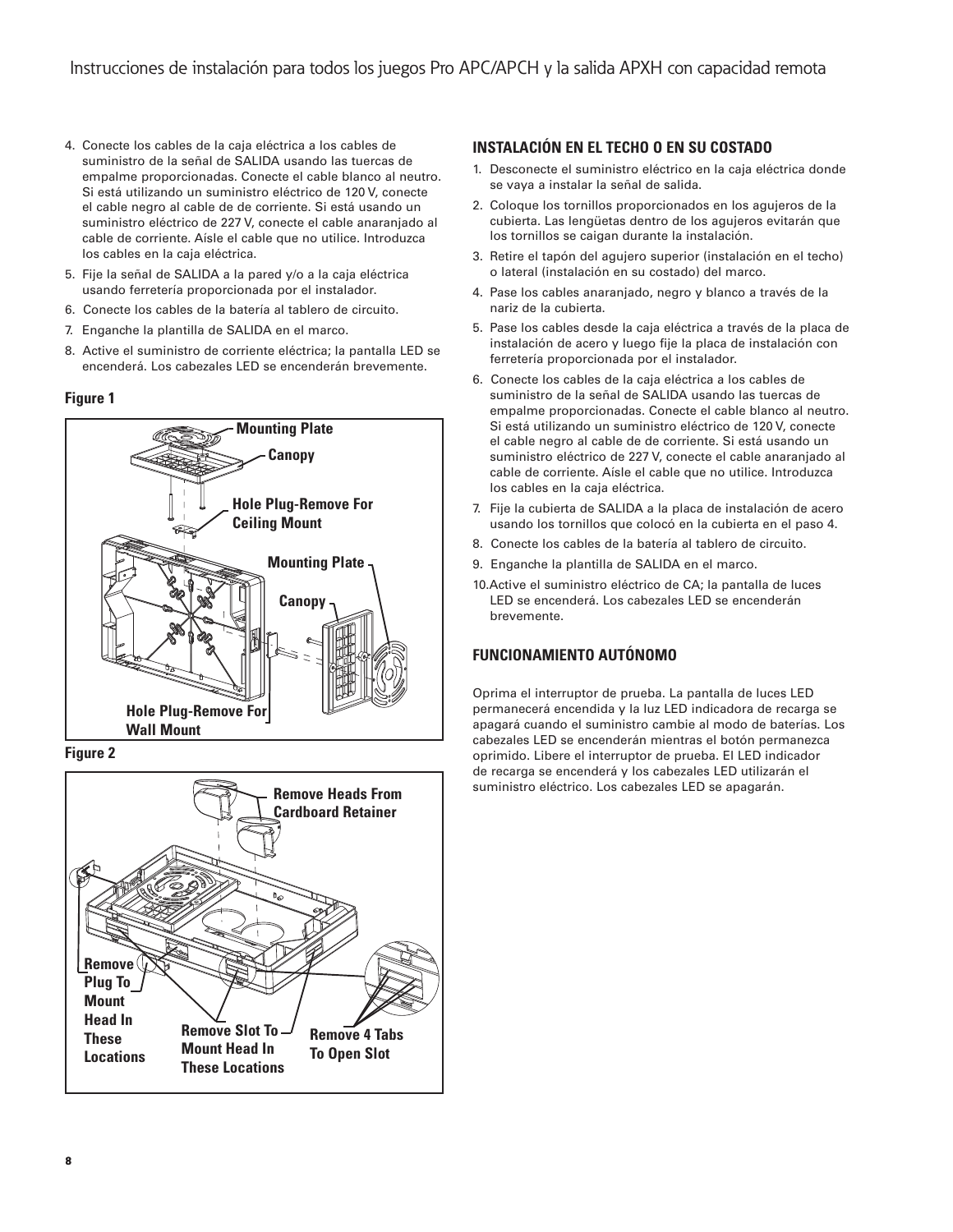4. Conecte los cables de la caja eléctrica a los cables de suministro de la señal de SALIDA usando las tuercas de empalme proporcionadas. Conecte el cable blanco al neutro. Si está utilizando un suministro eléctrico de 120 V, conecte el cable negro al cable de de corriente. Si está usando un suministro eléctrico de 227 V, conecte el cable anaranjado al cable de corriente. Aísle el cable que no utilice. Introduzca los cables en la caja eléctrica.
5. Fije la señal de SALIDA a la pared y/o a la caja eléctrica usando ferretería proporcionada por el instalador.
6. Conecte los cables de la batería al tablero de circuito.
7. Enganche la plantilla de SALIDA en el marco.
8. Active el suministro de corriente eléctrica; la pantalla LED se encenderá. Los cabezales LED se encenderán brevemente.

**Figure 1**

Mounting Plate
Canopy
Hole Plug-Remove For Ceiling Mount
Mounting Plate
Canopy
Hole Plug-Remove For Wall Mount

**Figure 2**

Remove Heads From Cardboard Retainer
Remove Plug To Mount Head In These Locations
Remove Slot To Mount Head In These Locations
Remove 4 Tabs To Open Slot

### INSTALACIÓN EN EL TECHO O EN SU COSTADO

1. Desconecte el suministro eléctrico en la caja eléctrica donde se vaya a instalar la señal de salida.
2. Coloque los tornillos proporcionados en los agujeros de la cubierta. Las lengüetas dentro de los agujeros evitarán que los tornillos se caigan durante la instalación.
3. Retire el tapón del agujero superior (instalación en el techo) o lateral (instalación en su costado) del marco.
4. Pase los cables anaranjado, negro y blanco a través de la nariz de la cubierta.
5. Pase los cables desde la caja eléctrica a través de la placa de instalación de acero y luego fije la placa de instalación con ferretería proporcionada por el instalador.
6. Conecte los cables de la caja eléctrica a los cables de suministro de la señal de SALIDA usando las tuercas de empalme proporcionadas. Conecte el cable blanco al neutro. Si está utilizando un suministro eléctrico de 120 V, conecte el cable negro al cable de de corriente. Si está usando un suministro eléctrico de 227 V, conecte el cable anaranjado al cable de corriente. Aísle el cable que no utilice. Introduzca los cables en la caja eléctrica.
7. Fije la cubierta de SALIDA a la placa de instalación de acero usando los tornillos que colocó en la cubierta en el paso 4.
8. Conecte los cables de la batería al tablero de circuito.
9. Enganche la plantilla de SALIDA en el marco.
10. Active el suministro eléctrico de CA; la pantalla de luces LED se encenderá. Los cabezales LED se encenderán brevemente.

### FUNCIONAMIENTO AUTÓNOMO

Oprima el interruptor de prueba. La pantalla de luces LED permanecerá encendida y la luz LED indicadora de recarga se apagará cuando el suministro cambie al modo de baterías. Los cabezales LED se encenderán mientras el botón permanezca oprimido. Libere el interruptor de prueba. El LED indicador de recarga se encenderá y los cabezales LED utilizarán el suministro eléctrico. Los cabezales LED se apagarán.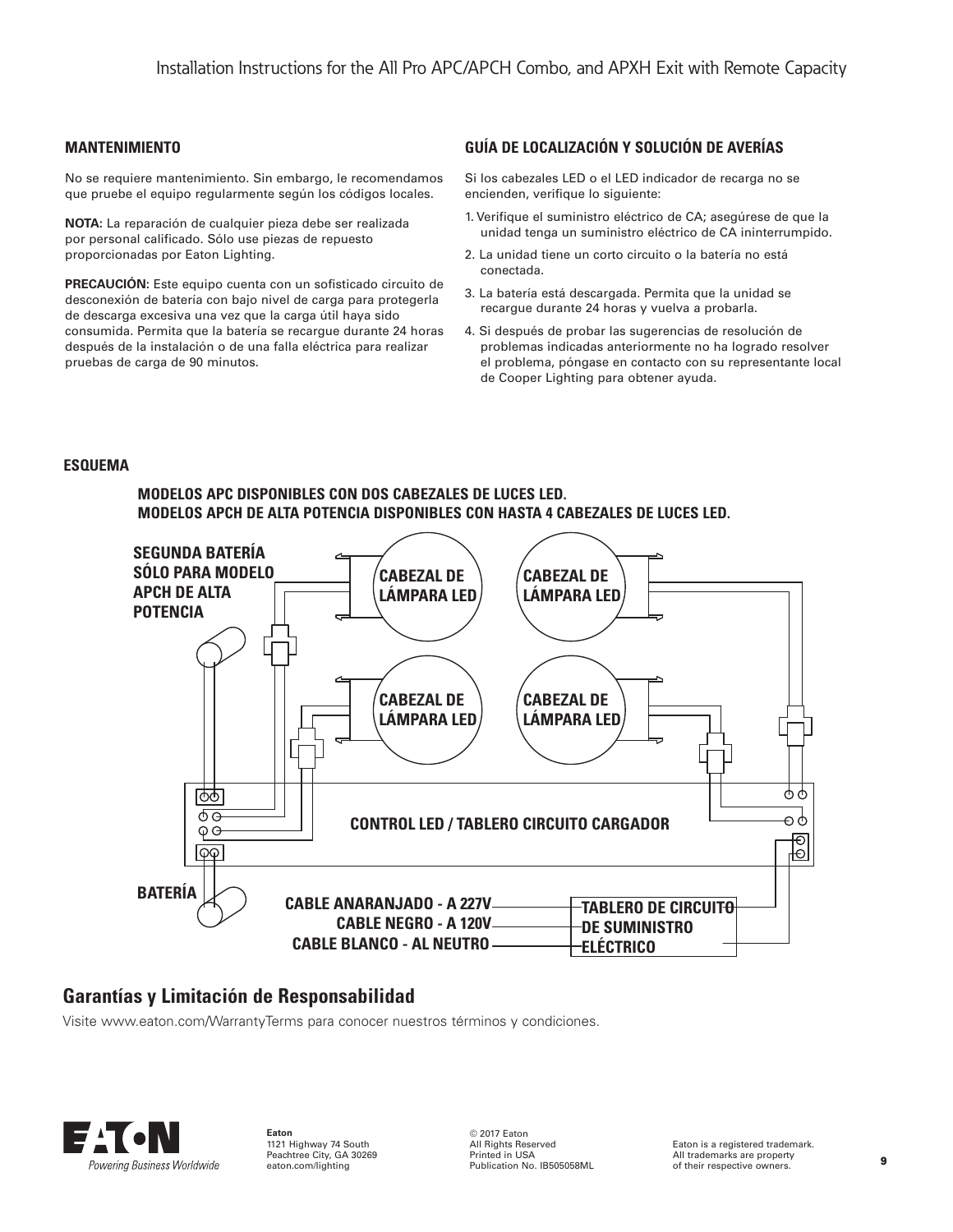## MANTENIMIENTO

No se requiere mantenimiento. Sin embargo, le recomendamos que pruebe el equipo regularmente según los códigos locales.

**NOTA**: La reparación de cualquier pieza debe ser realizada por personal calificado. Sólo use piezas de repuesto proporcionadas por Eaton Lighting.

**PRECAUCIÓN**: Este equipo cuenta con un sofisticado circuito de desconexión de batería con bajo nivel de carga para protegerla de descarga excesiva una vez que la carga útil haya sido consumida. Permita que la batería se recargue durante 24 horas después de la instalación o de una falla eléctrica para realizar pruebas de carga de 90 minutos.

## GUÍA DE LOCALIZACIÓN Y SOLUCIÓN DE AVERÍAS

Si los cabezales LED o el LED indicador de recarga no se encienden, verifique lo siguiente:

1. Verifique el suministro eléctrico de CA; asegúrese de que la unidad tenga un suministro eléctrico de CA ininterrumpido.
2. La unidad tiene un corto circuito o la batería no está conectada.
3. La batería está descargada. Permita que la unidad se recargue durante 24 horas y vuelva a probarla.
4. Si después de probar las sugerencias de resolución de problemas indicadas anteriormente no ha logrado resolver el problema, póngase en contacto con su representante local de Cooper Lighting para obtener ayuda.

## ESQUEMA

**MODELOS APC DISPONIBLES CON DOS CABEZALES DE LUCES LED.**
**MODELOS APCH DE ALTA POTENCIA DISPONIBLES CON HASTA 4 CABEZALES DE LUCES LED.**

SEGUNDA BATERÍA SÓLO PARA MODELO APCH DE ALTA POTENCIA

CABEZAL DE LÁMPARA LED

CABEZAL DE LÁMPARA LED

CABEZAL DE LÁMPARA LED

CABEZAL DE LÁMPARA LED

CONTROL LED / TABLERO CIRCUITO CARGADOR

BATERÍA

CABLE ANARANJADO - A 227V

CABLE NEGRO - A 120V

CABLE BLANCO - AL NEUTRO

TABLERO DE CIRCUITO DE SUMINISTRO ELÉCTRICO

## Garantías y Limitación de Responsabilidad

Visite www.eaton.com/WarrantyTerms para conocer nuestros términos y condiciones.

Eaton
1121 Highway 74 South
Peachtree City, GA 30269
eaton.com/lighting

© 2017 Eaton
All Rights Reserved
Printed in USA
Publication No. IB505058ML

Eaton is a registered trademark.
All trademarks are property of their respective owners.